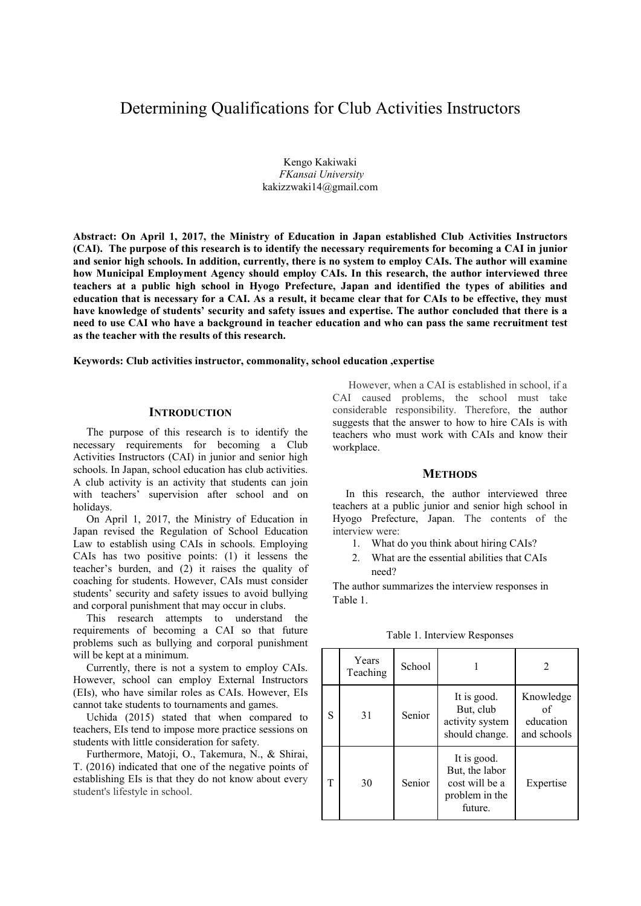# Determining Qualifications for Club Activities Instructors

Kengo Kakiwaki
*FKansai University*
kakizzwaki14@gmail.com

**Abstract: On April 1, 2017, the Ministry of Education in Japan established Club Activities Instructors (CAI). The purpose of this research is to identify the necessary requirements for becoming a CAI in junior and senior high schools. In addition, currently, there is no system to employ CAIs. The author will examine how Municipal Employment Agency should employ CAIs. In this research, the author interviewed three teachers at a public high school in Hyogo Prefecture, Japan and identified the types of abilities and education that is necessary for a CAI. As a result, it became clear that for CAIs to be effective, they must have knowledge of students' security and safety issues and expertise. The author concluded that there is a need to use CAI who have a background in teacher education and who can pass the same recruitment test as the teacher with the results of this research.**

**Keywords: Club activities instructor, commonality, school education ,expertise**

## INTRODUCTION

The purpose of this research is to identify the necessary requirements for becoming a Club Activities Instructors (CAI) in junior and senior high schools. In Japan, school education has club activities. A club activity is an activity that students can join with teachers' supervision after school and on holidays.

On April 1, 2017, the Ministry of Education in Japan revised the Regulation of School Education Law to establish using CAIs in schools. Employing CAIs has two positive points: (1) it lessens the teacher's burden, and (2) it raises the quality of coaching for students. However, CAIs must consider students' security and safety issues to avoid bullying and corporal punishment that may occur in clubs.

This research attempts to understand the requirements of becoming a CAI so that future problems such as bullying and corporal punishment will be kept at a minimum.

Currently, there is not a system to employ CAIs. However, school can employ External Instructors (EIs), who have similar roles as CAIs. However, EIs cannot take students to tournaments and games.

Uchida (2015) stated that when compared to teachers, EIs tend to impose more practice sessions on students with little consideration for safety.

Furthermore, Matoji, O., Takemura, N., & Shirai, T. (2016) indicated that one of the negative points of establishing EIs is that they do not know about every student's lifestyle in school.

However, when a CAI is established in school, if a CAI caused problems, the school must take considerable responsibility. Therefore, the author suggests that the answer to how to hire CAIs is with teachers who must work with CAIs and know their workplace.

## METHODS

In this research, the author interviewed three teachers at a public junior and senior high school in Hyogo Prefecture, Japan. The contents of the interview were:

1. What do you think about hiring CAIs?
2. What are the essential abilities that CAIs need?

The author summarizes the interview responses in Table 1.

Table 1. Interview Responses

| | Years Teaching | School | 1 | 2 |
|---|---|---|---|---|
| S | 31 | Senior | It is good. But, club activity system should change. | Knowledge of education and schools |
| T | 30 | Senior | It is good. But, the labor cost will be a problem in the future. | Expertise |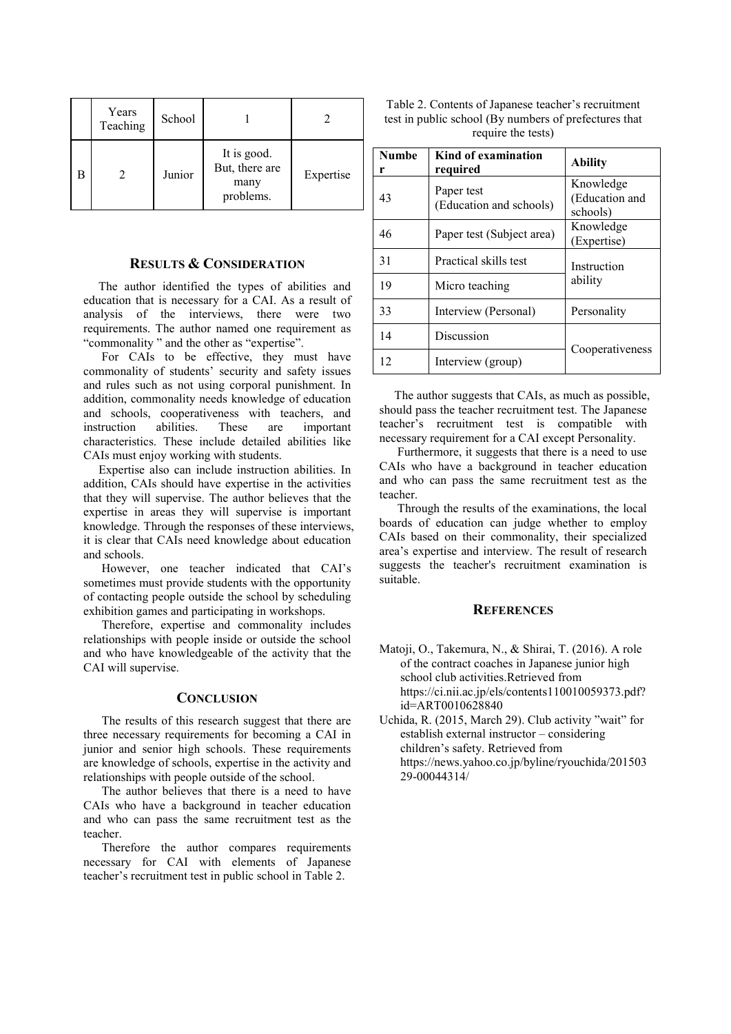| | Years Teaching | School | 1 | 2 |
|---|---|---|---|---|
| B | 2 | Junior | It is good. But, there are many problems. | Expertise |

## RESULTS & CONSIDERATION

The author identified the types of abilities and education that is necessary for a CAI. As a result of analysis of the interviews, there were two requirements. The author named one requirement as "commonality " and the other as "expertise".

For CAIs to be effective, they must have commonality of students' security and safety issues and rules such as not using corporal punishment. In addition, commonality needs knowledge of education and schools, cooperativeness with teachers, and instruction abilities. These are important characteristics. These include detailed abilities like CAIs must enjoy working with students.

Expertise also can include instruction abilities. In addition, CAIs should have expertise in the activities that they will supervise. The author believes that the expertise in areas they will supervise is important knowledge. Through the responses of these interviews, it is clear that CAIs need knowledge about education and schools.

However, one teacher indicated that CAI's sometimes must provide students with the opportunity of contacting people outside the school by scheduling exhibition games and participating in workshops.

Therefore, expertise and commonality includes relationships with people inside or outside the school and who have knowledgeable of the activity that the CAI will supervise.

## CONCLUSION

The results of this research suggest that there are three necessary requirements for becoming a CAI in junior and senior high schools. These requirements are knowledge of schools, expertise in the activity and relationships with people outside of the school.

The author believes that there is a need to have CAIs who have a background in teacher education and who can pass the same recruitment test as the teacher.

Therefore the author compares requirements necessary for CAI with elements of Japanese teacher's recruitment test in public school in Table 2.

Table 2. Contents of Japanese teacher's recruitment test in public school (By numbers of prefectures that require the tests)

| Number | Kind of examination required | Ability |
|---|---|---|
| 43 | Paper test (Education and schools) | Knowledge (Education and schools) |
| 46 | Paper test (Subject area) | Knowledge (Expertise) |
| 31 | Practical skills test | Instruction ability |
| 19 | Micro teaching | |
| 33 | Interview (Personal) | Personality |
| 14 | Discussion | Cooperativeness |
| 12 | Interview (group) | |

The author suggests that CAIs, as much as possible, should pass the teacher recruitment test. The Japanese teacher's recruitment test is compatible with necessary requirement for a CAI except Personality.

Furthermore, it suggests that there is a need to use CAIs who have a background in teacher education and who can pass the same recruitment test as the teacher.

Through the results of the examinations, the local boards of education can judge whether to employ CAIs based on their commonality, their specialized area's expertise and interview. The result of research suggests the teacher's recruitment examination is suitable.

## REFERENCES

Matoji, O., Takemura, N., & Shirai, T. (2016). A role of the contract coaches in Japanese junior high school club activities.Retrieved from https://ci.nii.ac.jp/els/contents110010059373.pdf?id=ART0010628840

Uchida, R. (2015, March 29). Club activity "wait" for establish external instructor – considering children's safety. Retrieved from https://news.yahoo.co.jp/byline/ryouchida/20150329-00044314/